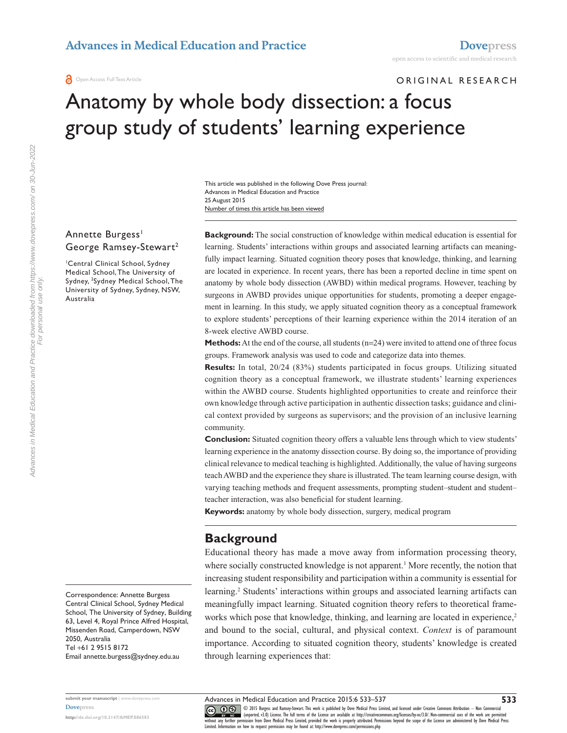ORIGINAL RESEARCH

# Anatomy by whole body dissection: a focus group study of students' learning experience

This article was published in the following Dove Press journal:
Advances in Medical Education and Practice
25 August 2015
Number of times this article has been viewed

Annette Burgess[1]
George Ramsey-Stewart[2]

[1]Central Clinical School, Sydney Medical School, The University of Sydney, [2]Sydney Medical School, The University of Sydney, Sydney, NSW, Australia

Correspondence: Annette Burgess
Central Clinical School, Sydney Medical School, The University of Sydney, Building 63, Level 4, Royal Prince Alfred Hospital, Missenden Road, Camperdown, NSW 2050, Australia
Tel +61 2 9515 8172
Email annette.burgess@sydney.edu.au

**Background:** The social construction of knowledge within medical education is essential for learning. Students' interactions within groups and associated learning artifacts can meaningfully impact learning. Situated cognition theory poses that knowledge, thinking, and learning are located in experience. In recent years, there has been a reported decline in time spent on anatomy by whole body dissection (AWBD) within medical programs. However, teaching by surgeons in AWBD provides unique opportunities for students, promoting a deeper engagement in learning. In this study, we apply situated cognition theory as a conceptual framework to explore students' perceptions of their learning experience within the 2014 iteration of an 8-week elective AWBD course.

**Methods:** At the end of the course, all students (n=24) were invited to attend one of three focus groups. Framework analysis was used to code and categorize data into themes.

**Results:** In total, 20/24 (83%) students participated in focus groups. Utilizing situated cognition theory as a conceptual framework, we illustrate students' learning experiences within the AWBD course. Students highlighted opportunities to create and reinforce their own knowledge through active participation in authentic dissection tasks; guidance and clinical context provided by surgeons as supervisors; and the provision of an inclusive learning community.

**Conclusion:** Situated cognition theory offers a valuable lens through which to view students' learning experience in the anatomy dissection course. By doing so, the importance of providing clinical relevance to medical teaching is highlighted. Additionally, the value of having surgeons teach AWBD and the experience they share is illustrated. The team learning course design, with varying teaching methods and frequent assessments, prompting student–student and student–teacher interaction, was also beneficial for student learning.

**Keywords:** anatomy by whole body dissection, surgery, medical program

## Background

Educational theory has made a move away from information processing theory, where socially constructed knowledge is not apparent.[1] More recently, the notion that increasing student responsibility and participation within a community is essential for learning.[2] Students' interactions within groups and associated learning artifacts can meaningfully impact learning. Situated cognition theory refers to theoretical frameworks which pose that knowledge, thinking, and learning are located in experience,[2] and bound to the social, cultural, and physical context. *Context* is of paramount importance. According to situated cognition theory, students' knowledge is created through learning experiences that: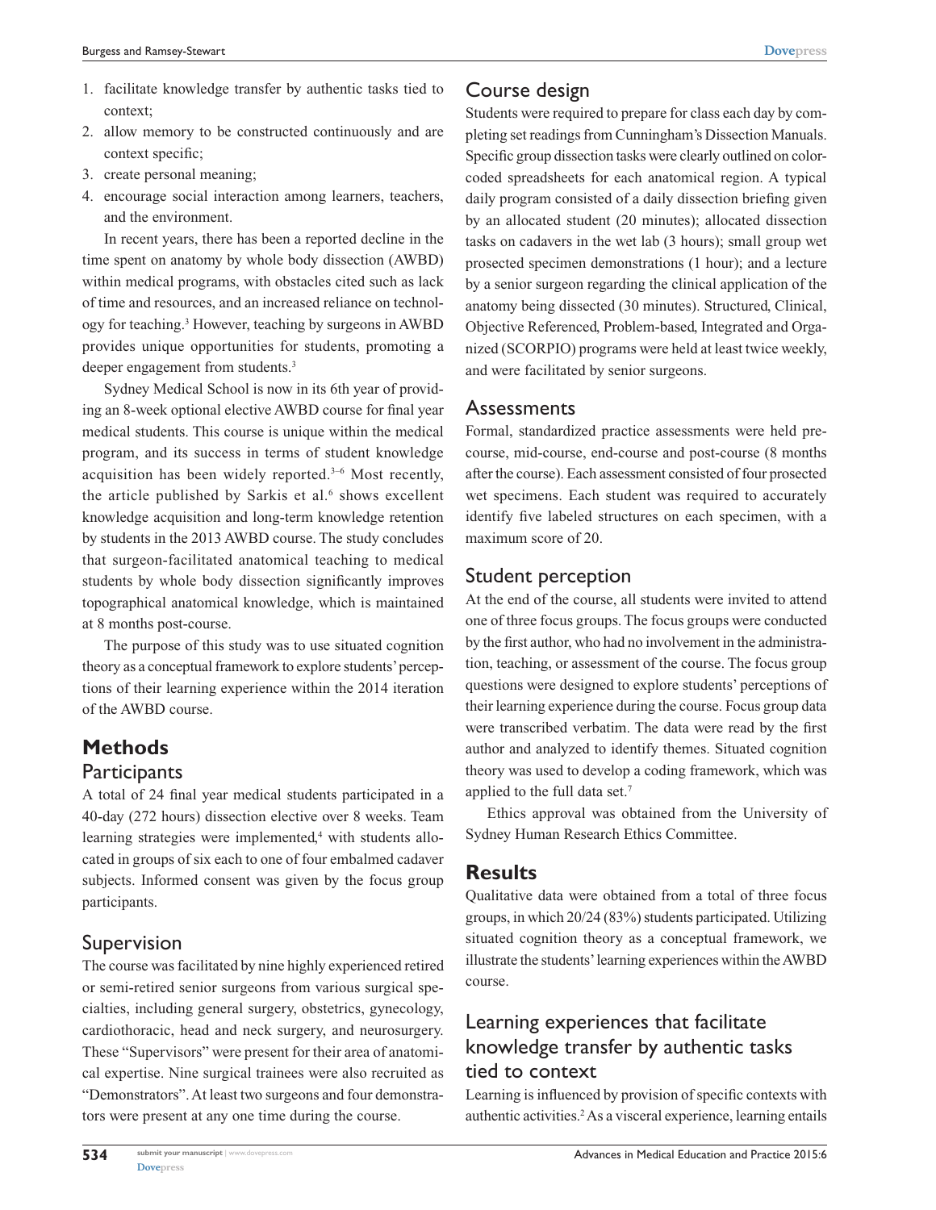1. facilitate knowledge transfer by authentic tasks tied to context;
2. allow memory to be constructed continuously and are context specific;
3. create personal meaning;
4. encourage social interaction among learners, teachers, and the environment.

In recent years, there has been a reported decline in the time spent on anatomy by whole body dissection (AWBD) within medical programs, with obstacles cited such as lack of time and resources, and an increased reliance on technology for teaching.[3] However, teaching by surgeons in AWBD provides unique opportunities for students, promoting a deeper engagement from students.[3]

Sydney Medical School is now in its 6th year of providing an 8-week optional elective AWBD course for final year medical students. This course is unique within the medical program, and its success in terms of student knowledge acquisition has been widely reported.[3–6] Most recently, the article published by Sarkis et al.[6] shows excellent knowledge acquisition and long-term knowledge retention by students in the 2013 AWBD course. The study concludes that surgeon-facilitated anatomical teaching to medical students by whole body dissection significantly improves topographical anatomical knowledge, which is maintained at 8 months post-course.

The purpose of this study was to use situated cognition theory as a conceptual framework to explore students' perceptions of their learning experience within the 2014 iteration of the AWBD course.

# Methods

## Participants

A total of 24 final year medical students participated in a 40-day (272 hours) dissection elective over 8 weeks. Team learning strategies were implemented,[4] with students allocated in groups of six each to one of four embalmed cadaver subjects. Informed consent was given by the focus group participants.

## Supervision

The course was facilitated by nine highly experienced retired or semi-retired senior surgeons from various surgical specialties, including general surgery, obstetrics, gynecology, cardiothoracic, head and neck surgery, and neurosurgery. These "Supervisors" were present for their area of anatomical expertise. Nine surgical trainees were also recruited as "Demonstrators". At least two surgeons and four demonstrators were present at any one time during the course.

## Course design

Students were required to prepare for class each day by completing set readings from Cunningham's Dissection Manuals. Specific group dissection tasks were clearly outlined on color-coded spreadsheets for each anatomical region. A typical daily program consisted of a daily dissection briefing given by an allocated student (20 minutes); allocated dissection tasks on cadavers in the wet lab (3 hours); small group wet prosected specimen demonstrations (1 hour); and a lecture by a senior surgeon regarding the clinical application of the anatomy being dissected (30 minutes). Structured, Clinical, Objective Referenced, Problem-based, Integrated and Organized (SCORPIO) programs were held at least twice weekly, and were facilitated by senior surgeons.

## Assessments

Formal, standardized practice assessments were held pre-course, mid-course, end-course and post-course (8 months after the course). Each assessment consisted of four prosected wet specimens. Each student was required to accurately identify five labeled structures on each specimen, with a maximum score of 20.

## Student perception

At the end of the course, all students were invited to attend one of three focus groups. The focus groups were conducted by the first author, who had no involvement in the administration, teaching, or assessment of the course. The focus group questions were designed to explore students' perceptions of their learning experience during the course. Focus group data were transcribed verbatim. The data were read by the first author and analyzed to identify themes. Situated cognition theory was used to develop a coding framework, which was applied to the full data set.[7]

Ethics approval was obtained from the University of Sydney Human Research Ethics Committee.

# Results

Qualitative data were obtained from a total of three focus groups, in which 20/24 (83%) students participated. Utilizing situated cognition theory as a conceptual framework, we illustrate the students' learning experiences within the AWBD course.

## Learning experiences that facilitate knowledge transfer by authentic tasks tied to context

Learning is influenced by provision of specific contexts with authentic activities.[2] As a visceral experience, learning entails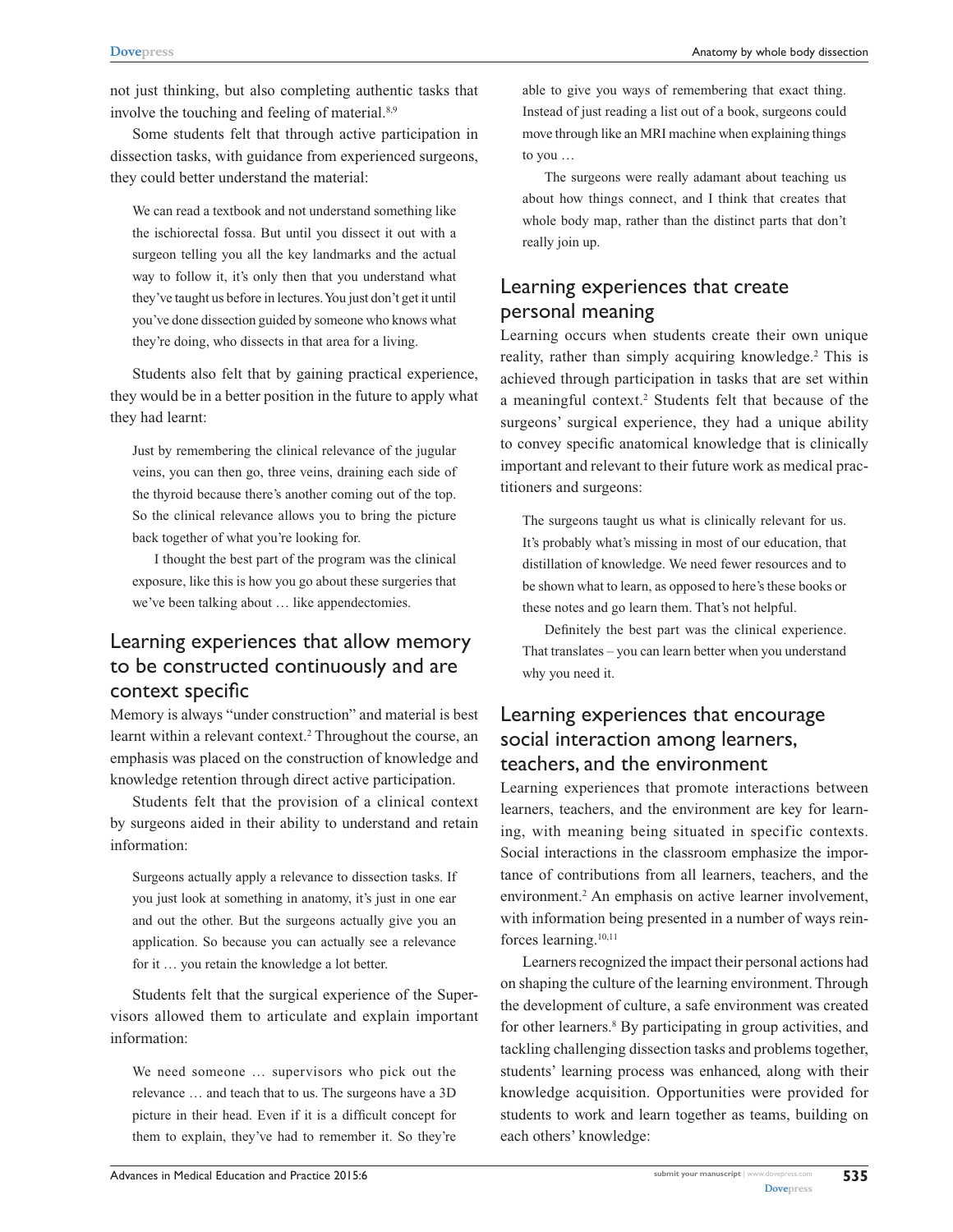not just thinking, but also completing authentic tasks that involve the touching and feeling of material.[8,9]

Some students felt that through active participation in dissection tasks, with guidance from experienced surgeons, they could better understand the material:

> We can read a textbook and not understand something like the ischiorectal fossa. But until you dissect it out with a surgeon telling you all the key landmarks and the actual way to follow it, it's only then that you understand what they've taught us before in lectures. You just don't get it until you've done dissection guided by someone who knows what they're doing, who dissects in that area for a living.

Students also felt that by gaining practical experience, they would be in a better position in the future to apply what they had learnt:

> Just by remembering the clinical relevance of the jugular veins, you can then go, three veins, draining each side of the thyroid because there's another coming out of the top. So the clinical relevance allows you to bring the picture back together of what you're looking for.
>
> I thought the best part of the program was the clinical exposure, like this is how you go about these surgeries that we've been talking about … like appendectomies.

## Learning experiences that allow memory to be constructed continuously and are context specific

Memory is always "under construction" and material is best learnt within a relevant context.[2] Throughout the course, an emphasis was placed on the construction of knowledge and knowledge retention through direct active participation.

Students felt that the provision of a clinical context by surgeons aided in their ability to understand and retain information:

> Surgeons actually apply a relevance to dissection tasks. If you just look at something in anatomy, it's just in one ear and out the other. But the surgeons actually give you an application. So because you can actually see a relevance for it … you retain the knowledge a lot better.

Students felt that the surgical experience of the Supervisors allowed them to articulate and explain important information:

> We need someone … supervisors who pick out the relevance … and teach that to us. The surgeons have a 3D picture in their head. Even if it is a difficult concept for them to explain, they've had to remember it. So they're able to give you ways of remembering that exact thing. Instead of just reading a list out of a book, surgeons could move through like an MRI machine when explaining things to you …
>
> The surgeons were really adamant about teaching us about how things connect, and I think that creates that whole body map, rather than the distinct parts that don't really join up.

## Learning experiences that create personal meaning

Learning occurs when students create their own unique reality, rather than simply acquiring knowledge.[2] This is achieved through participation in tasks that are set within a meaningful context.[2] Students felt that because of the surgeons' surgical experience, they had a unique ability to convey specific anatomical knowledge that is clinically important and relevant to their future work as medical practitioners and surgeons:

> The surgeons taught us what is clinically relevant for us. It's probably what's missing in most of our education, that distillation of knowledge. We need fewer resources and to be shown what to learn, as opposed to here's these books or these notes and go learn them. That's not helpful.
>
> Definitely the best part was the clinical experience. That translates – you can learn better when you understand why you need it.

## Learning experiences that encourage social interaction among learners, teachers, and the environment

Learning experiences that promote interactions between learners, teachers, and the environment are key for learning, with meaning being situated in specific contexts. Social interactions in the classroom emphasize the importance of contributions from all learners, teachers, and the environment.[2] An emphasis on active learner involvement, with information being presented in a number of ways reinforces learning.[10,11]

Learners recognized the impact their personal actions had on shaping the culture of the learning environment. Through the development of culture, a safe environment was created for other learners.[8] By participating in group activities, and tackling challenging dissection tasks and problems together, students' learning process was enhanced, along with their knowledge acquisition. Opportunities were provided for students to work and learn together as teams, building on each others' knowledge: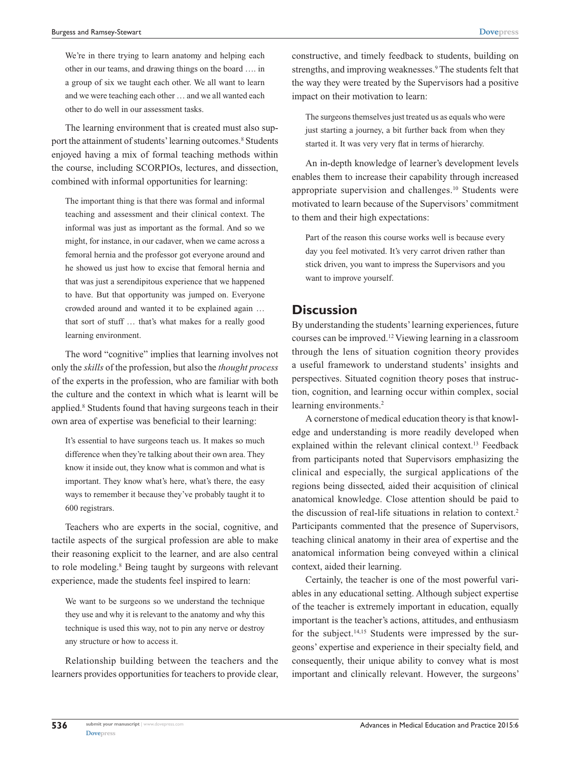> We're in there trying to learn anatomy and helping each other in our teams, and drawing things on the board …. in a group of six we taught each other. We all want to learn and we were teaching each other … and we all wanted each other to do well in our assessment tasks.

The learning environment that is created must also support the attainment of students' learning outcomes.[8] Students enjoyed having a mix of formal teaching methods within the course, including SCORPIOs, lectures, and dissection, combined with informal opportunities for learning:

> The important thing is that there was formal and informal teaching and assessment and their clinical context. The informal was just as important as the formal. And so we might, for instance, in our cadaver, when we came across a femoral hernia and the professor got everyone around and he showed us just how to excise that femoral hernia and that was just a serendipitous experience that we happened to have. But that opportunity was jumped on. Everyone crowded around and wanted it to be explained again … that sort of stuff … that's what makes for a really good learning environment.

The word "cognitive" implies that learning involves not only the *skills* of the profession, but also the *thought process* of the experts in the profession, who are familiar with both the culture and the context in which what is learnt will be applied.[8] Students found that having surgeons teach in their own area of expertise was beneficial to their learning:

> It's essential to have surgeons teach us. It makes so much difference when they're talking about their own area. They know it inside out, they know what is common and what is important. They know what's here, what's there, the easy ways to remember it because they've probably taught it to 600 registrars.

Teachers who are experts in the social, cognitive, and tactile aspects of the surgical profession are able to make their reasoning explicit to the learner, and are also central to role modeling.[8] Being taught by surgeons with relevant experience, made the students feel inspired to learn:

> We want to be surgeons so we understand the technique they use and why it is relevant to the anatomy and why this technique is used this way, not to pin any nerve or destroy any structure or how to access it.

Relationship building between the teachers and the learners provides opportunities for teachers to provide clear, constructive, and timely feedback to students, building on strengths, and improving weaknesses.[9] The students felt that the way they were treated by the Supervisors had a positive impact on their motivation to learn:

> The surgeons themselves just treated us as equals who were just starting a journey, a bit further back from when they started it. It was very very flat in terms of hierarchy.

An in-depth knowledge of learner's development levels enables them to increase their capability through increased appropriate supervision and challenges.[10] Students were motivated to learn because of the Supervisors' commitment to them and their high expectations:

> Part of the reason this course works well is because every day you feel motivated. It's very carrot driven rather than stick driven, you want to impress the Supervisors and you want to improve yourself.

## Discussion

By understanding the students' learning experiences, future courses can be improved.[12] Viewing learning in a classroom through the lens of situation cognition theory provides a useful framework to understand students' insights and perspectives. Situated cognition theory poses that instruction, cognition, and learning occur within complex, social learning environments.[2]

A cornerstone of medical education theory is that knowledge and understanding is more readily developed when explained within the relevant clinical context.[13] Feedback from participants noted that Supervisors emphasizing the clinical and especially, the surgical applications of the regions being dissected, aided their acquisition of clinical anatomical knowledge. Close attention should be paid to the discussion of real-life situations in relation to context.[2] Participants commented that the presence of Supervisors, teaching clinical anatomy in their area of expertise and the anatomical information being conveyed within a clinical context, aided their learning.

Certainly, the teacher is one of the most powerful variables in any educational setting. Although subject expertise of the teacher is extremely important in education, equally important is the teacher's actions, attitudes, and enthusiasm for the subject.[14,15] Students were impressed by the surgeons' expertise and experience in their specialty field, and consequently, their unique ability to convey what is most important and clinically relevant. However, the surgeons'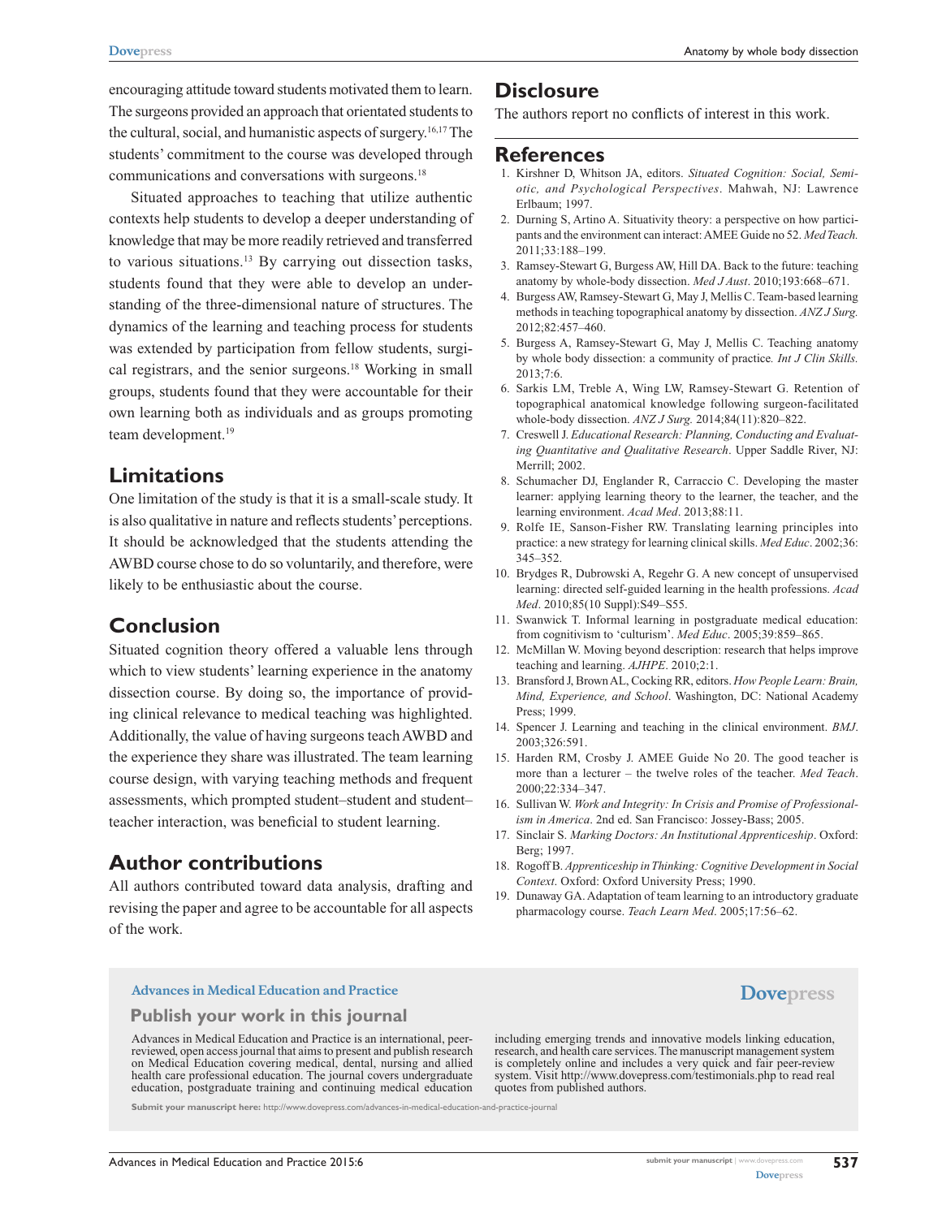encouraging attitude toward students motivated them to learn. The surgeons provided an approach that orientated students to the cultural, social, and humanistic aspects of surgery.[16,17] The students' commitment to the course was developed through communications and conversations with surgeons.[18]

Situated approaches to teaching that utilize authentic contexts help students to develop a deeper understanding of knowledge that may be more readily retrieved and transferred to various situations.[13] By carrying out dissection tasks, students found that they were able to develop an understanding of the three-dimensional nature of structures. The dynamics of the learning and teaching process for students was extended by participation from fellow students, surgical registrars, and the senior surgeons.[18] Working in small groups, students found that they were accountable for their own learning both as individuals and as groups promoting team development.[19]

## Limitations

One limitation of the study is that it is a small-scale study. It is also qualitative in nature and reflects students' perceptions. It should be acknowledged that the students attending the AWBD course chose to do so voluntarily, and therefore, were likely to be enthusiastic about the course.

## Conclusion

Situated cognition theory offered a valuable lens through which to view students' learning experience in the anatomy dissection course. By doing so, the importance of providing clinical relevance to medical teaching was highlighted. Additionally, the value of having surgeons teach AWBD and the experience they share was illustrated. The team learning course design, with varying teaching methods and frequent assessments, which prompted student–student and student–teacher interaction, was beneficial to student learning.

## Author contributions

All authors contributed toward data analysis, drafting and revising the paper and agree to be accountable for all aspects of the work.

## Disclosure

The authors report no conflicts of interest in this work.

## References

1. Kirshner D, Whitson JA, editors. *Situated Cognition: Social, Semiotic, and Psychological Perspectives*. Mahwah, NJ: Lawrence Erlbaum; 1997.
2. Durning S, Artino A. Situativity theory: a perspective on how participants and the environment can interact: AMEE Guide no 52. *Med Teach.* 2011;33:188–199.
3. Ramsey-Stewart G, Burgess AW, Hill DA. Back to the future: teaching anatomy by whole-body dissection. *Med J Aust*. 2010;193:668–671.
4. Burgess AW, Ramsey-Stewart G, May J, Mellis C. Team-based learning methods in teaching topographical anatomy by dissection. *ANZ J Surg.* 2012;82:457–460.
5. Burgess A, Ramsey-Stewart G, May J, Mellis C. Teaching anatomy by whole body dissection: a community of practice*. Int J Clin Skills.* 2013;7:6.
6. Sarkis LM, Treble A, Wing LW, Ramsey-Stewart G. Retention of topographical anatomical knowledge following surgeon-facilitated whole-body dissection. *ANZ J Surg.* 2014;84(11):820–822.
7. Creswell J. *Educational Research: Planning, Conducting and Evaluating Quantitative and Qualitative Research*. Upper Saddle River, NJ: Merrill; 2002.
8. Schumacher DJ, Englander R, Carraccio C. Developing the master learner: applying learning theory to the learner, the teacher, and the learning environment. *Acad Med*. 2013;88:11.
9. Rolfe IE, Sanson-Fisher RW. Translating learning principles into practice: a new strategy for learning clinical skills. *Med Educ*. 2002;36: 345–352.
10. Brydges R, Dubrowski A, Regehr G. A new concept of unsupervised learning: directed self-guided learning in the health professions. *Acad Med*. 2010;85(10 Suppl):S49–S55.
11. Swanwick T. Informal learning in postgraduate medical education: from cognitivism to 'culturism'. *Med Educ*. 2005;39:859–865.
12. McMillan W. Moving beyond description: research that helps improve teaching and learning. *AJHPE*. 2010;2:1.
13. Bransford J, Brown AL, Cocking RR, editors. *How People Learn: Brain, Mind, Experience, and School*. Washington, DC: National Academy Press; 1999.
14. Spencer J. Learning and teaching in the clinical environment. *BMJ*. 2003;326:591.
15. Harden RM, Crosby J. AMEE Guide No 20. The good teacher is more than a lecturer – the twelve roles of the teacher. *Med Teach*. 2000;22:334–347.
16. Sullivan W. *Work and Integrity: In Crisis and Promise of Professionalism in America*. 2nd ed. San Francisco: Jossey-Bass; 2005.
17. Sinclair S. *Marking Doctors: An Institutional Apprenticeship*. Oxford: Berg; 1997.
18. Rogoff B. *Apprenticeship in Thinking: Cognitive Development in Social Context*. Oxford: Oxford University Press; 1990.
19. Dunaway GA. Adaptation of team learning to an introductory graduate pharmacology course. *Teach Learn Med*. 2005;17:56–62.

**Advances in Medical Education and Practice**

**Publish your work in this journal**

Advances in Medical Education and Practice is an international, peer-reviewed, open access journal that aims to present and publish research on Medical Education covering medical, dental, nursing and allied health care professional education. The journal covers undergraduate education, postgraduate training and continuing medical education including emerging trends and innovative models linking education, research, and health care services. The manuscript management system is completely online and includes a very quick and fair peer-review system. Visit http://www.dovepress.com/testimonials.php to read real quotes from published authors.

**Submit your manuscript here:** http://www.dovepress.com/advances-in-medical-education-and-practice-journal